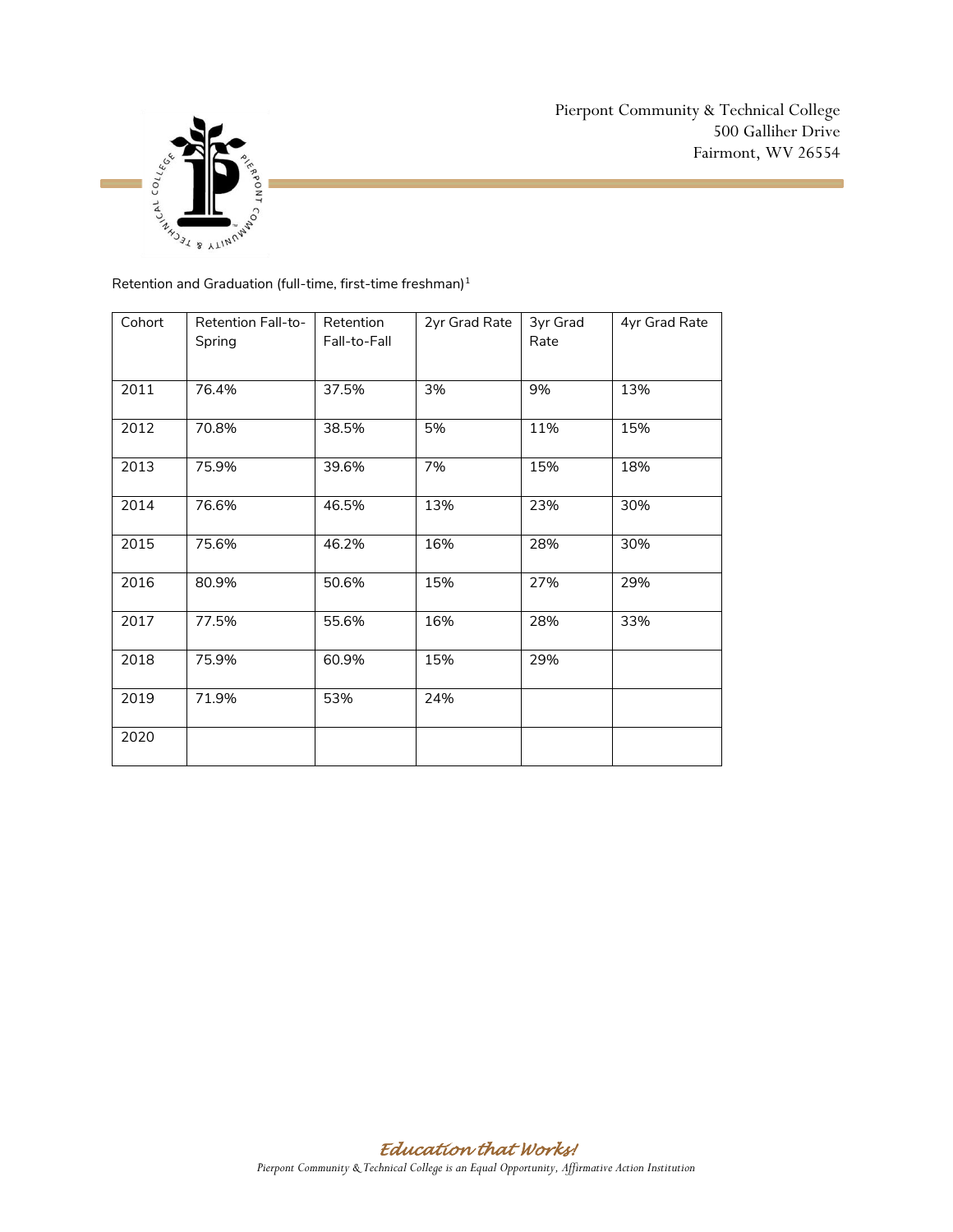Pierpont Community & Technical College
500 Galliher Drive
Fairmont, WV 26554

Retention and Graduation (full-time, first-time freshman)[1]

| Cohort | Retention Fall-to-Spring | Retention Fall-to-Fall | 2yr Grad Rate | 3yr Grad Rate | 4yr Grad Rate |
|---|---|---|---|---|---|
| 2011 | 76.4% | 37.5% | 3% | 9% | 13% |
| 2012 | 70.8% | 38.5% | 5% | 11% | 15% |
| 2013 | 75.9% | 39.6% | 7% | 15% | 18% |
| 2014 | 76.6% | 46.5% | 13% | 23% | 30% |
| 2015 | 75.6% | 46.2% | 16% | 28% | 30% |
| 2016 | 80.9% | 50.6% | 15% | 27% | 29% |
| 2017 | 77.5% | 55.6% | 16% | 28% | 33% |
| 2018 | 75.9% | 60.9% | 15% | 29% | |
| 2019 | 71.9% | 53% | 24% | | |
| 2020 | | | | | |

*Education that Works!*

*Pierpont Community & Technical College is an Equal Opportunity, Affirmative Action Institution*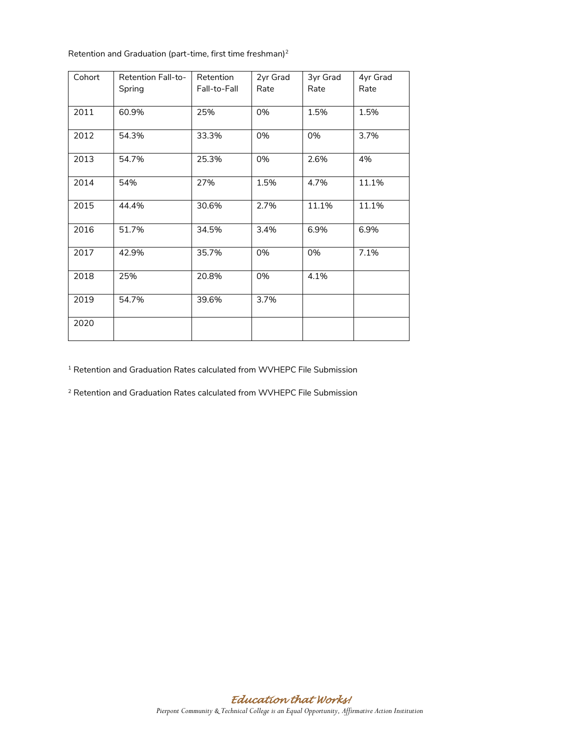Retention and Graduation (part-time, first time freshman)[2]

| Cohort | Retention Fall-to-Spring | Retention Fall-to-Fall | 2yr Grad Rate | 3yr Grad Rate | 4yr Grad Rate |
|---|---|---|---|---|---|
| 2011 | 60.9% | 25% | 0% | 1.5% | 1.5% |
| 2012 | 54.3% | 33.3% | 0% | 0% | 3.7% |
| 2013 | 54.7% | 25.3% | 0% | 2.6% | 4% |
| 2014 | 54% | 27% | 1.5% | 4.7% | 11.1% |
| 2015 | 44.4% | 30.6% | 2.7% | 11.1% | 11.1% |
| 2016 | 51.7% | 34.5% | 3.4% | 6.9% | 6.9% |
| 2017 | 42.9% | 35.7% | 0% | 0% | 7.1% |
| 2018 | 25% | 20.8% | 0% | 4.1% | |
| 2019 | 54.7% | 39.6% | 3.7% | | |
| 2020 | | | | | |

[1] Retention and Graduation Rates calculated from WVHEPC File Submission

[2] Retention and Graduation Rates calculated from WVHEPC File Submission

*Education that Works!*

*Pierpont Community & Technical College is an Equal Opportunity, Affirmative Action Institution*